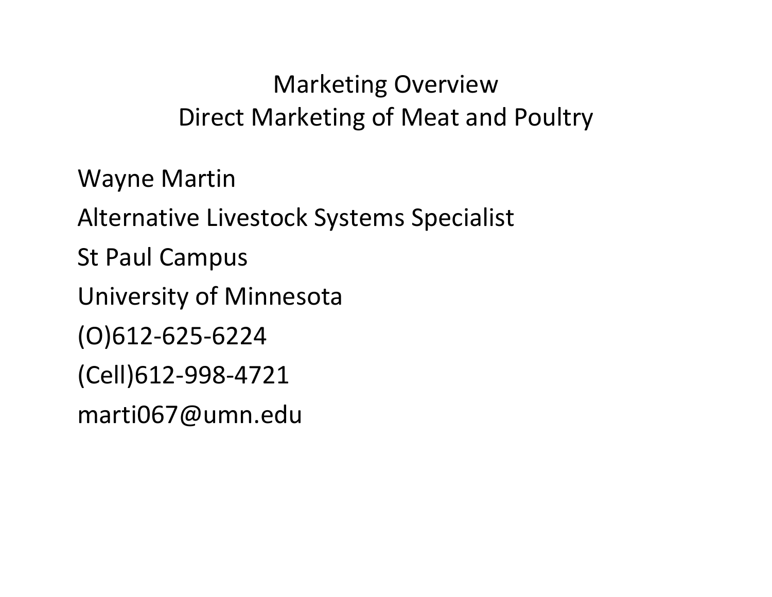# Marketing Overview
## Direct Marketing of Meat and Poultry

Wayne Martin

Alternative Livestock Systems Specialist

St Paul Campus

University of Minnesota

(O)612-625-6224

(Cell)612-998-4721

marti067@umn.edu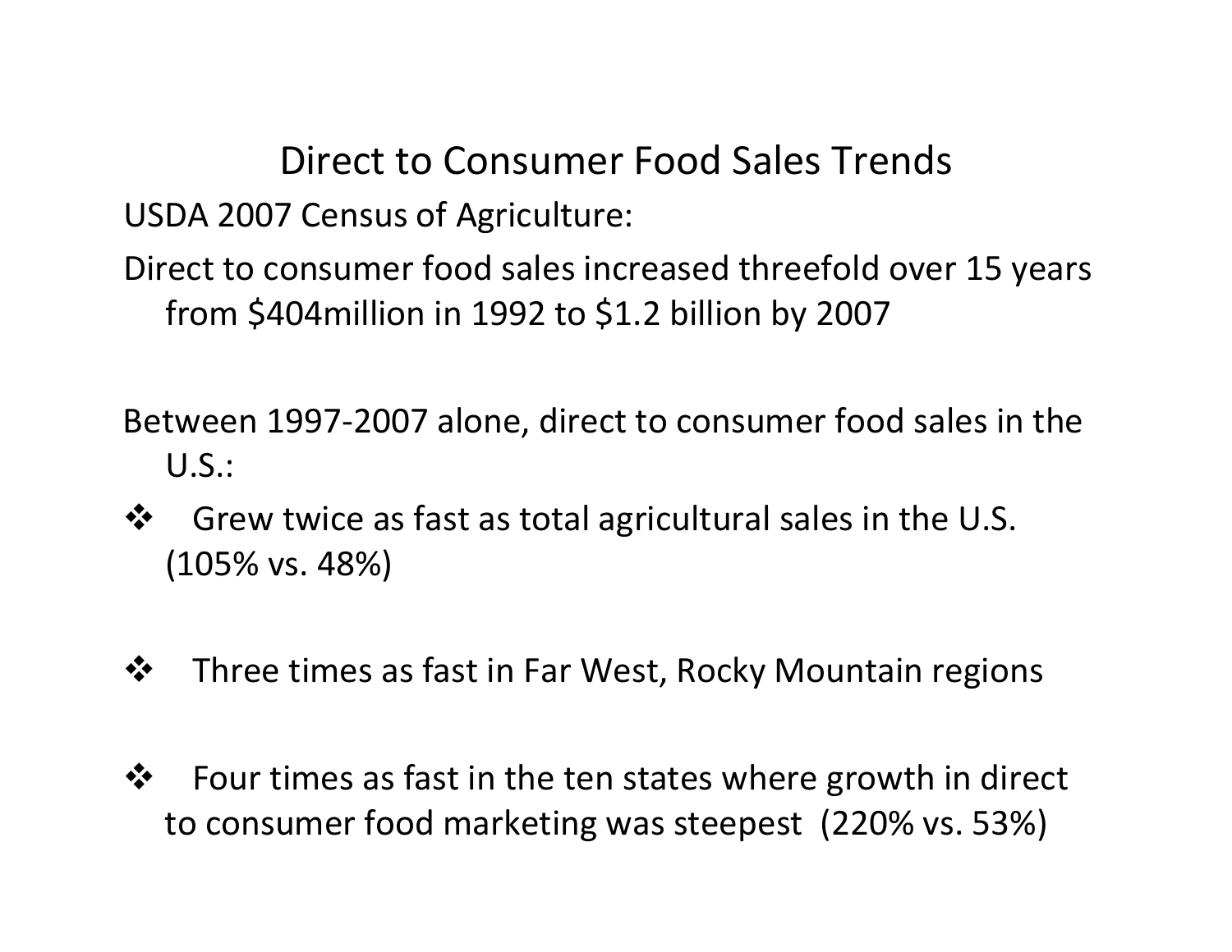# Direct to Consumer Food Sales Trends

USDA 2007 Census of Agriculture:

Direct to consumer food sales increased threefold over 15 years from $404million in 1992 to $1.2 billion by 2007

Between 1997-2007 alone, direct to consumer food sales in the U.S.:

- Grew twice as fast as total agricultural sales in the U.S. (105% vs. 48%)
- Three times as fast in Far West, Rocky Mountain regions
- Four times as fast in the ten states where growth in direct to consumer food marketing was steepest (220% vs. 53%)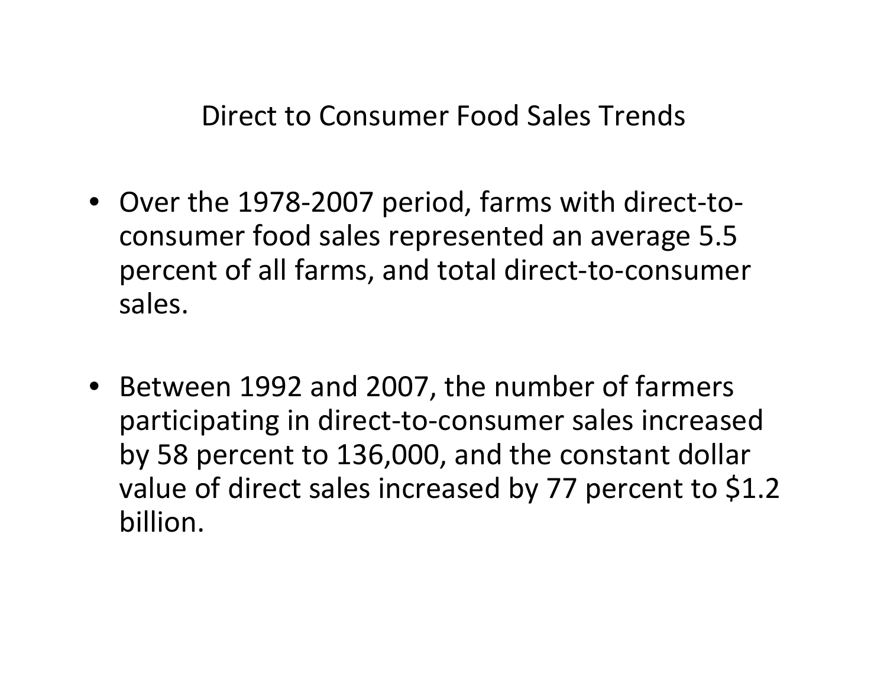# Direct to Consumer Food Sales Trends

- Over the 1978-2007 period, farms with direct-to-consumer food sales represented an average 5.5 percent of all farms, and total direct-to-consumer sales.

- Between 1992 and 2007, the number of farmers participating in direct-to-consumer sales increased by 58 percent to 136,000, and the constant dollar value of direct sales increased by 77 percent to $1.2 billion.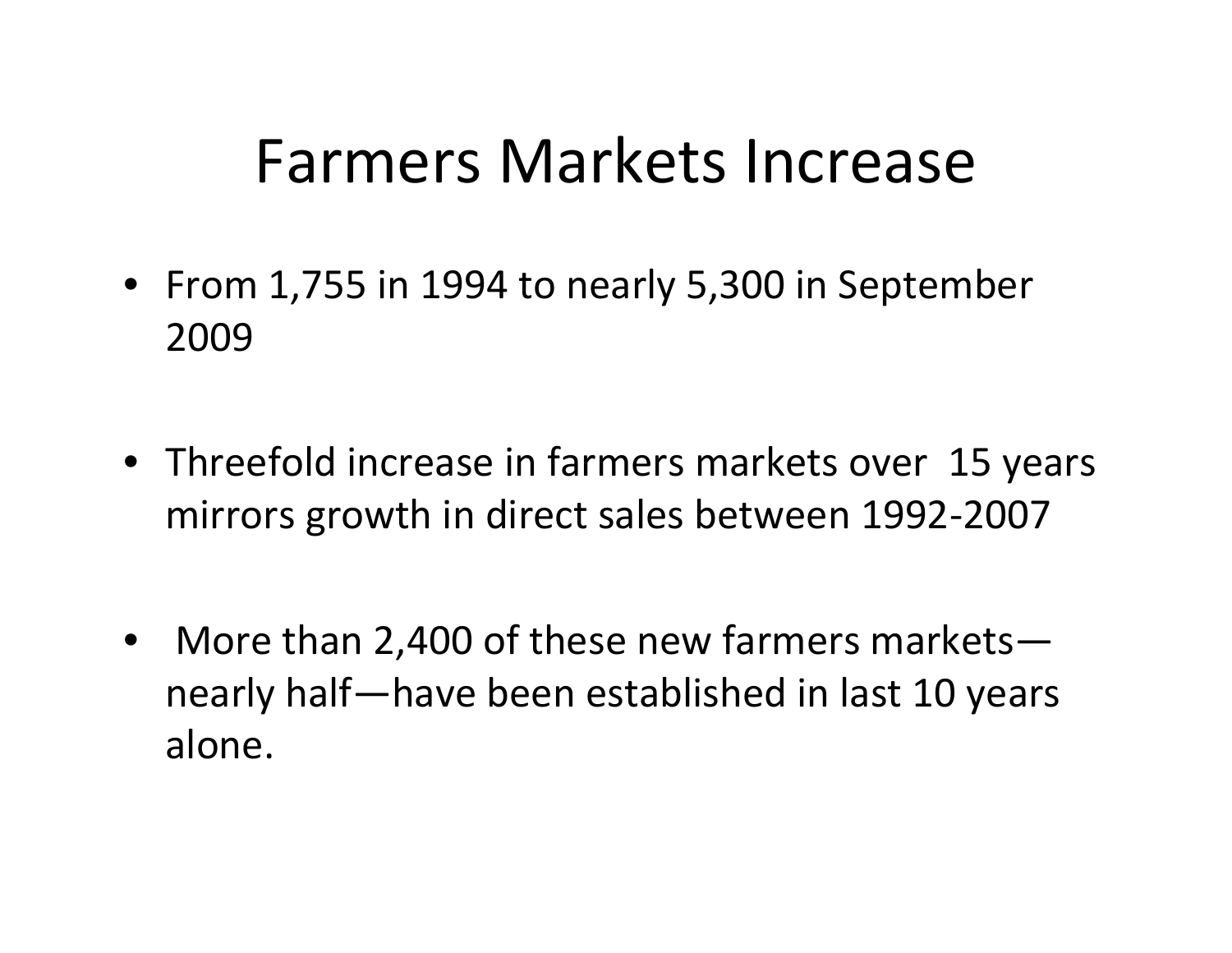# Farmers Markets Increase

- From 1,755 in 1994 to nearly 5,300 in September 2009
- Threefold increase in farmers markets over 15 years mirrors growth in direct sales between 1992-2007
- More than 2,400 of these new farmers markets—nearly half—have been established in last 10 years alone.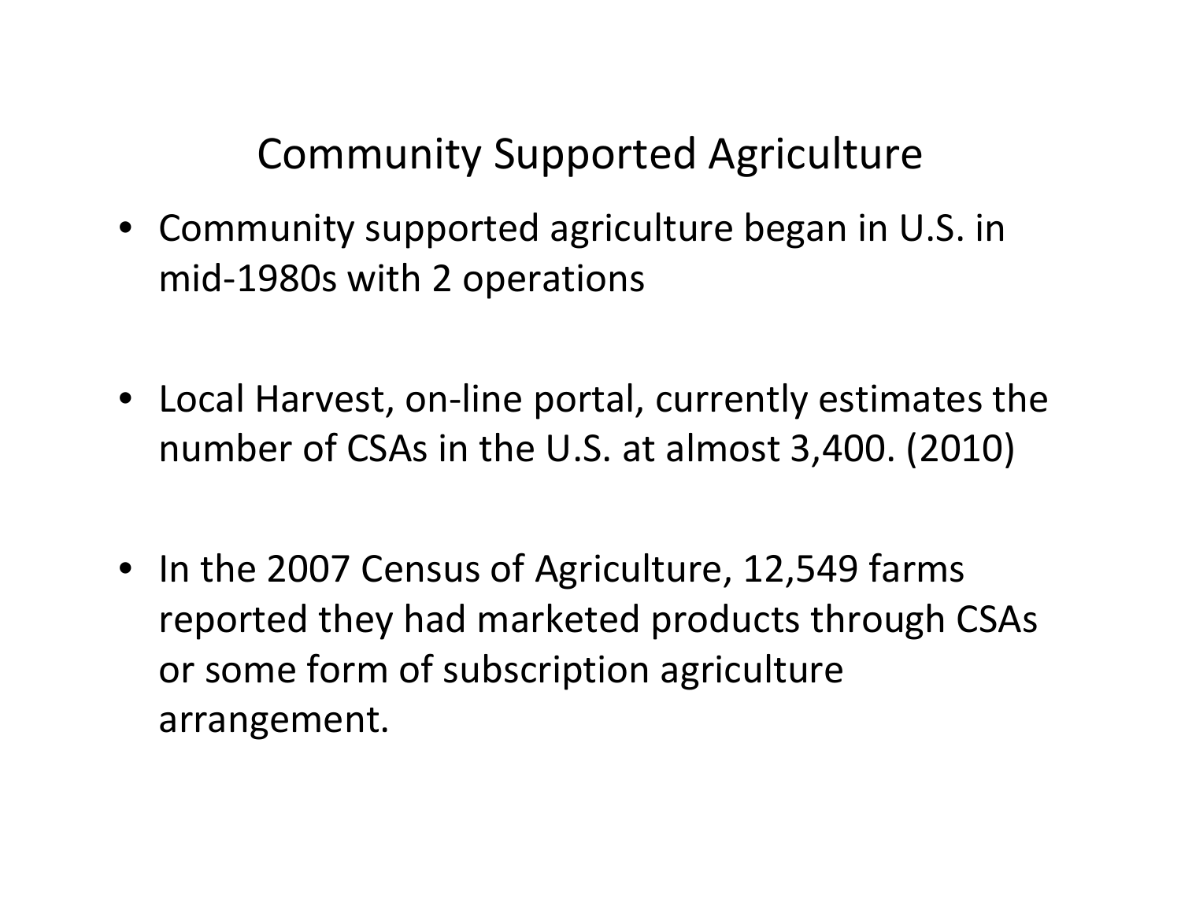# Community Supported Agriculture

- Community supported agriculture began in U.S. in mid-1980s with 2 operations
- Local Harvest, on-line portal, currently estimates the number of CSAs in the U.S. at almost 3,400. (2010)
- In the 2007 Census of Agriculture, 12,549 farms reported they had marketed products through CSAs or some form of subscription agriculture arrangement.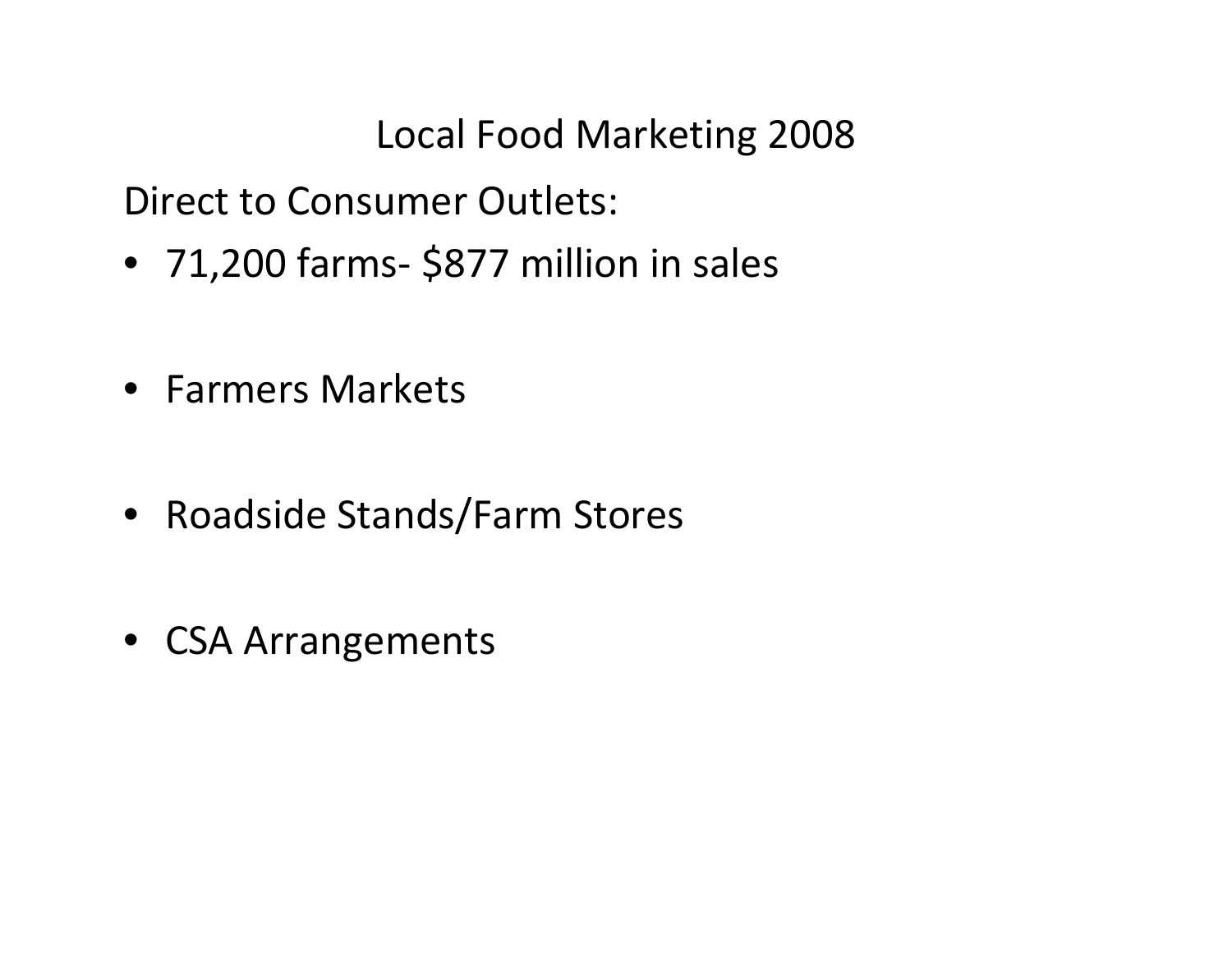# Local Food Marketing 2008

Direct to Consumer Outlets:

- 71,200 farms- $877 million in sales
- Farmers Markets
- Roadside Stands/Farm Stores
- CSA Arrangements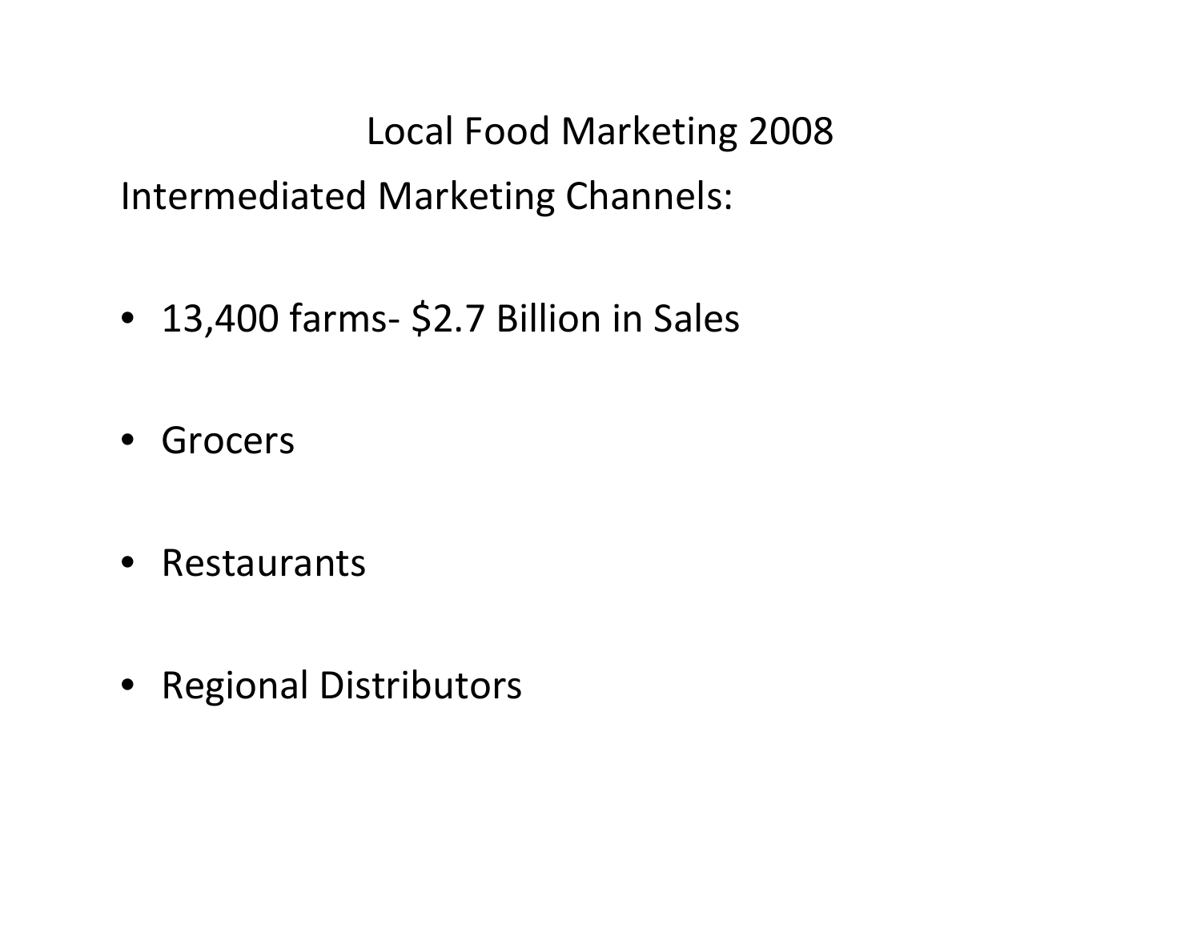# Local Food Marketing 2008

## Intermediated Marketing Channels:

- 13,400 farms- $2.7 Billion in Sales
- Grocers
- Restaurants
- Regional Distributors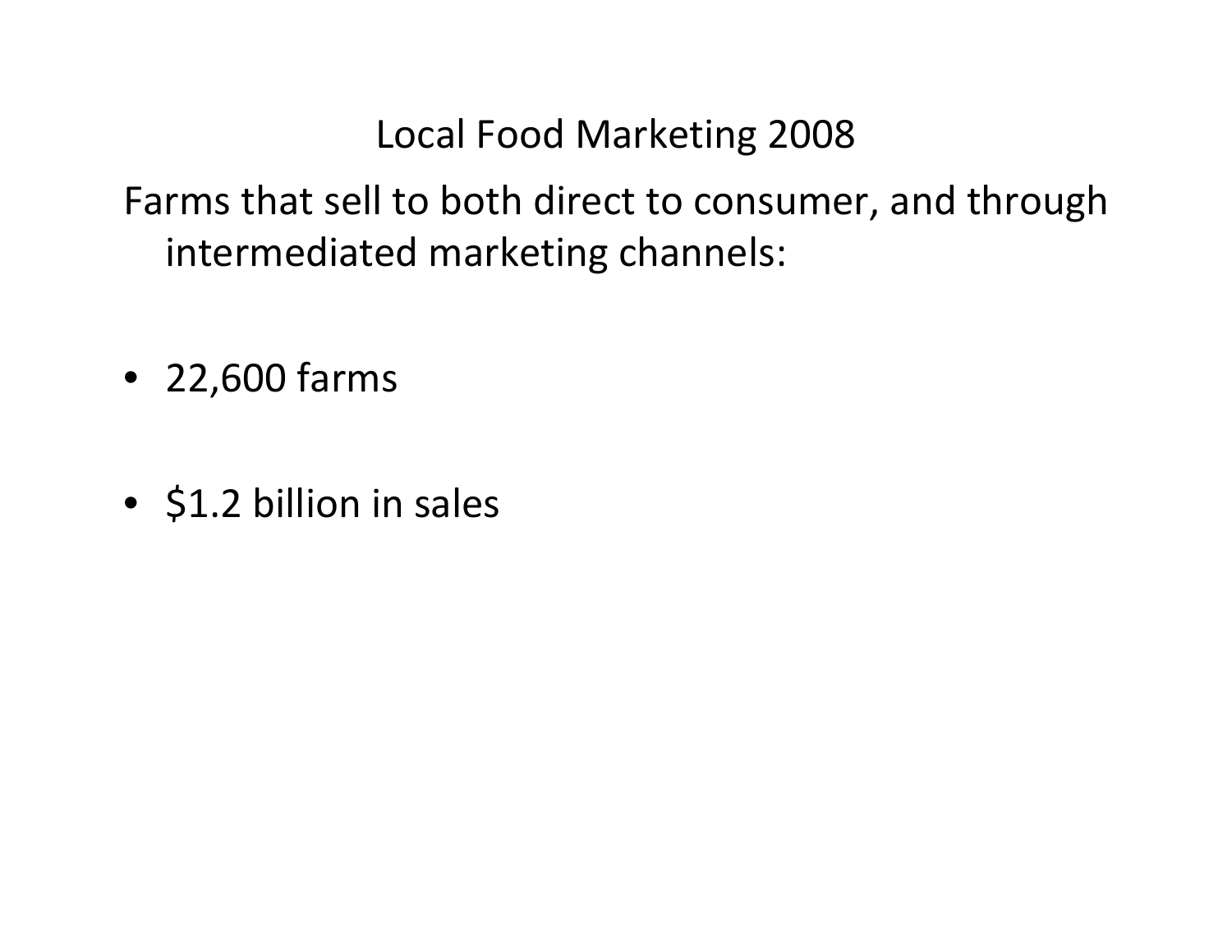# Local Food Marketing 2008

Farms that sell to both direct to consumer, and through intermediated marketing channels:

- 22,600 farms
- $1.2 billion in sales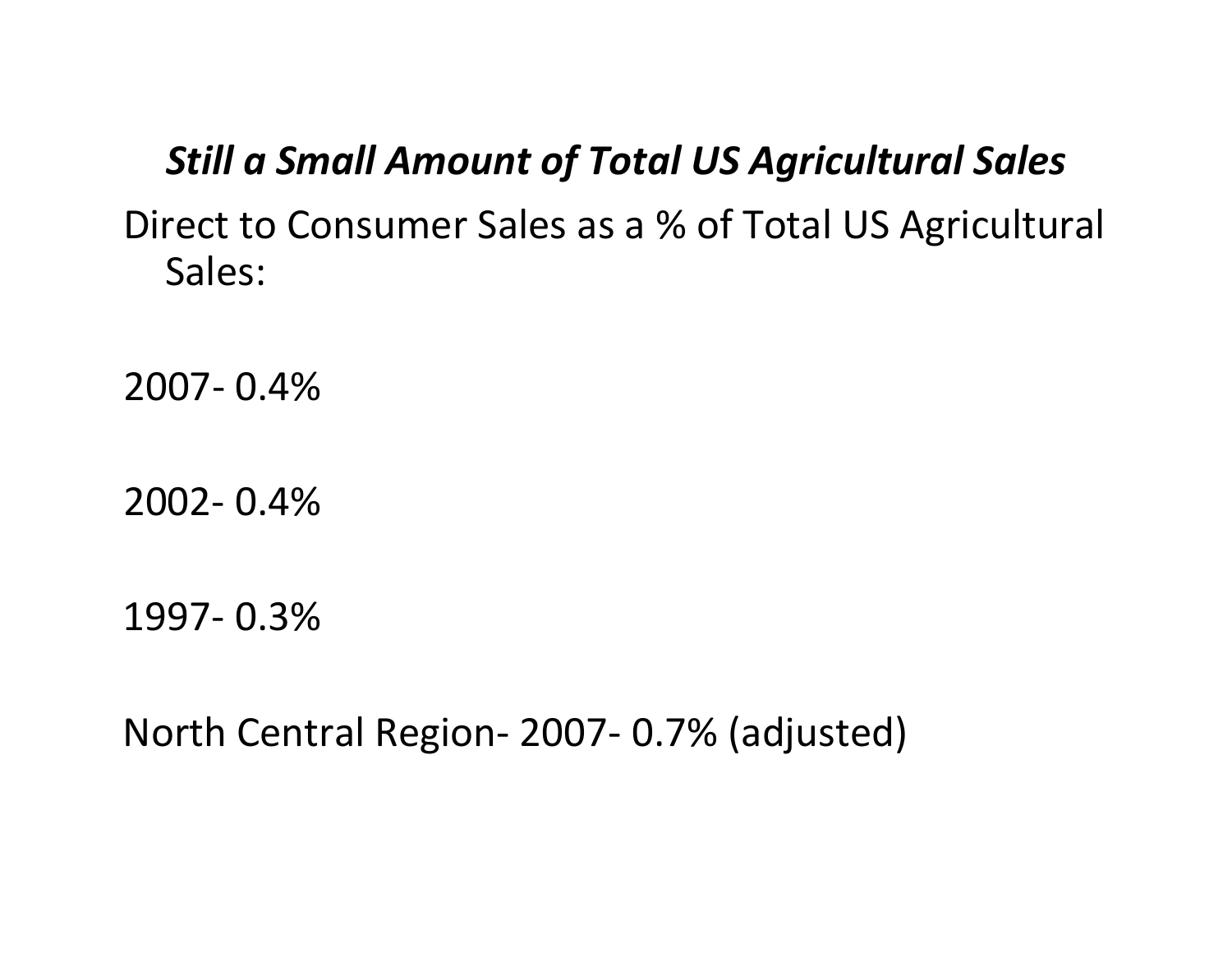## *Still a Small Amount of Total US Agricultural Sales*

Direct to Consumer Sales as a % of Total US Agricultural Sales:

2007- 0.4%

2002- 0.4%

1997- 0.3%

North Central Region- 2007- 0.7% (adjusted)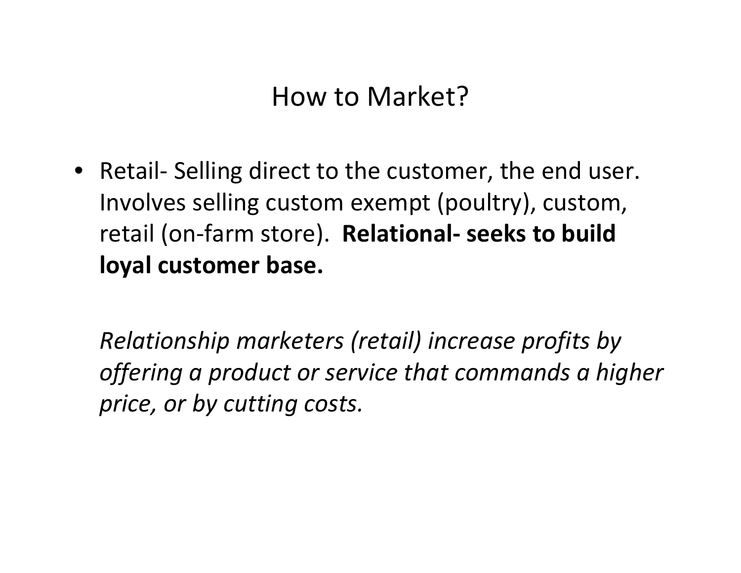# How to Market?

- Retail- Selling direct to the customer, the end user. Involves selling custom exempt (poultry), custom, retail (on-farm store). **Relational- seeks to build loyal customer base.**

  *Relationship marketers (retail) increase profits by offering a product or service that commands a higher price, or by cutting costs.*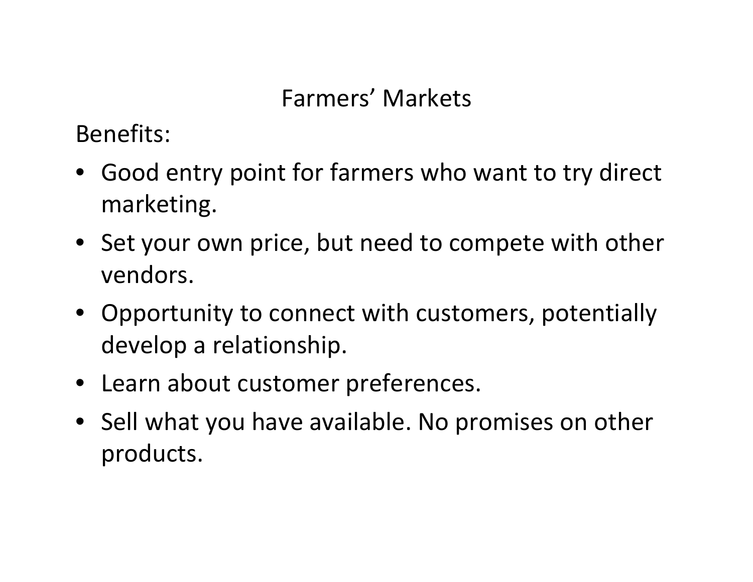# Farmers' Markets

Benefits:

- Good entry point for farmers who want to try direct marketing.
- Set your own price, but need to compete with other vendors.
- Opportunity to connect with customers, potentially develop a relationship.
- Learn about customer preferences.
- Sell what you have available. No promises on other products.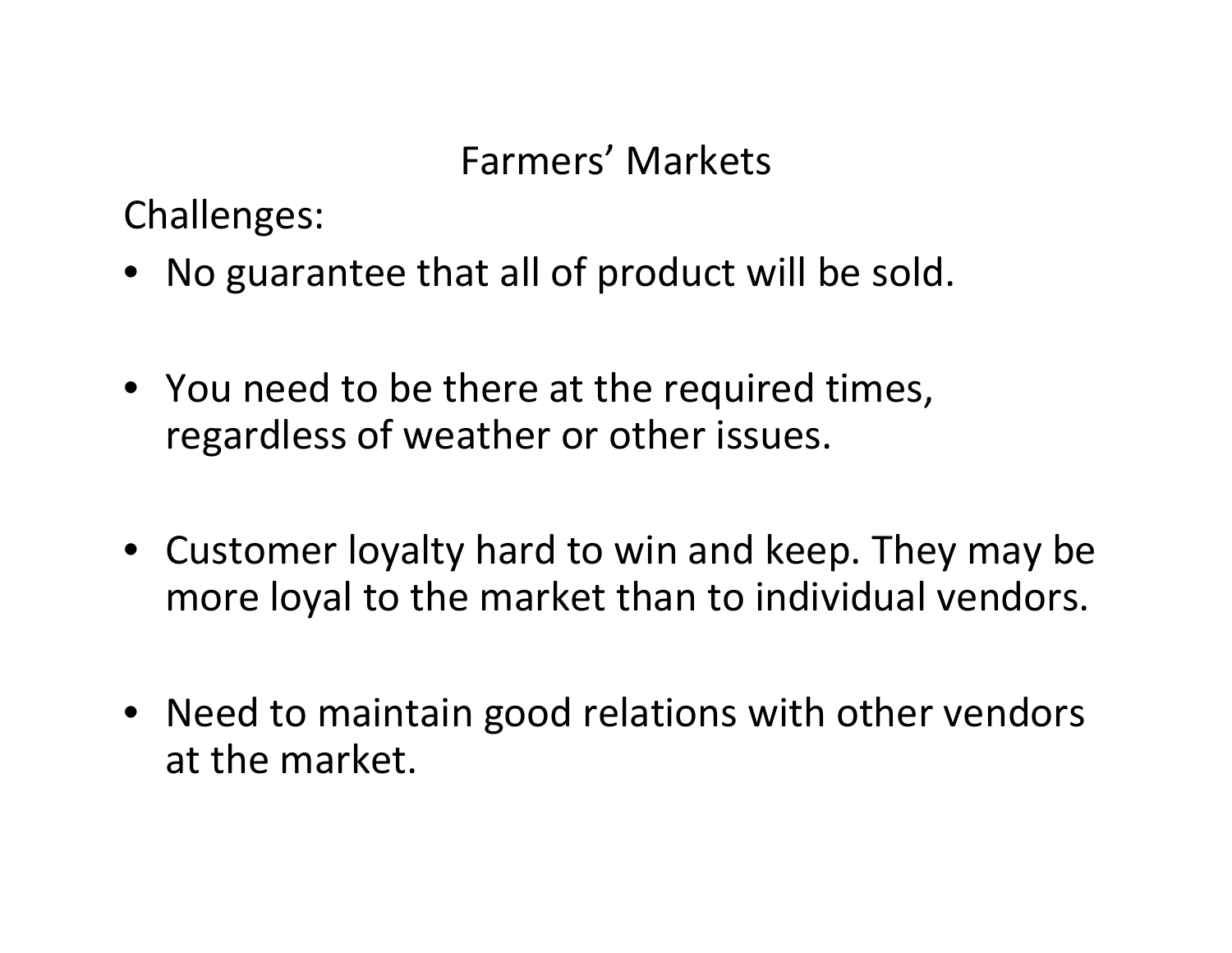# Farmers' Markets

Challenges:

- No guarantee that all of product will be sold.
- You need to be there at the required times, regardless of weather or other issues.
- Customer loyalty hard to win and keep. They may be more loyal to the market than to individual vendors.
- Need to maintain good relations with other vendors at the market.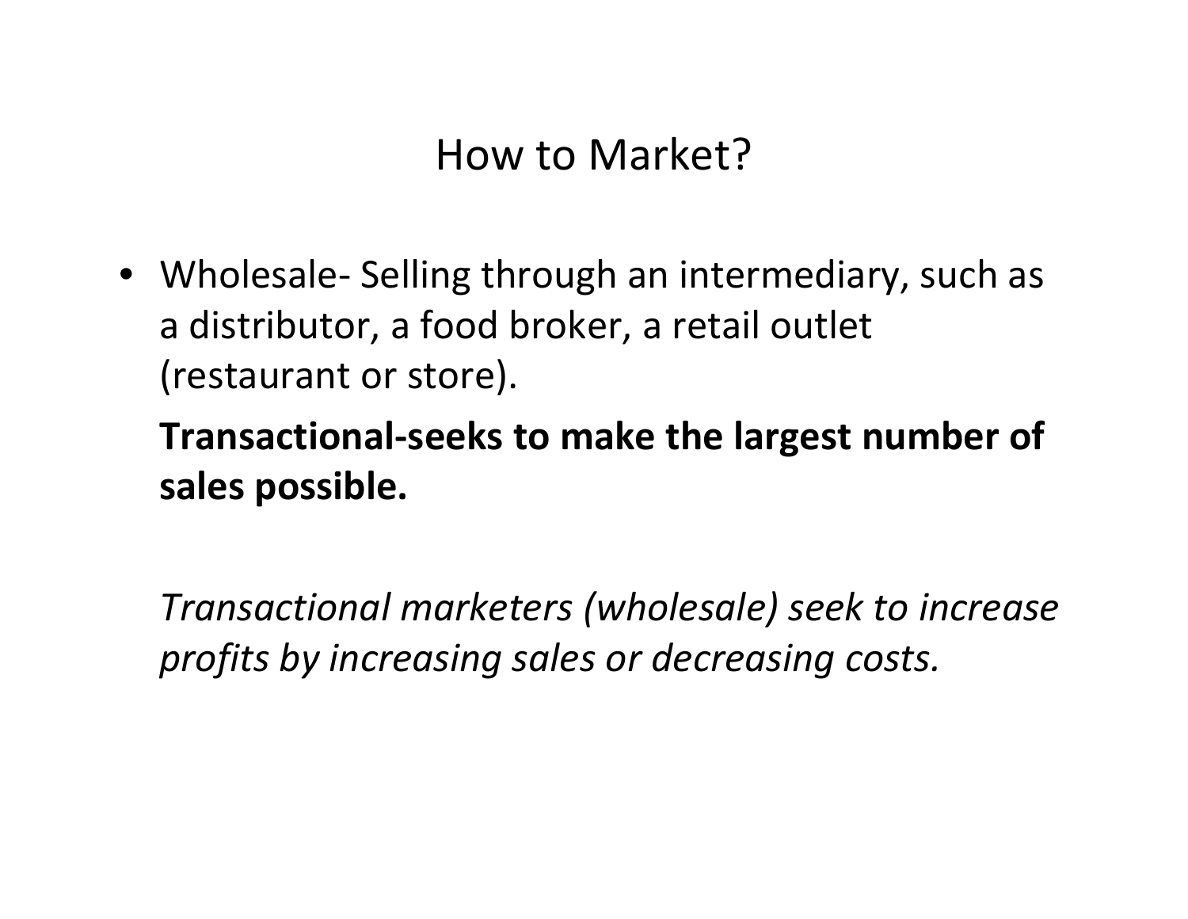# How to Market?

- Wholesale- Selling through an intermediary, such as a distributor, a food broker, a retail outlet (restaurant or store).

  **Transactional-seeks to make the largest number of sales possible.**

  *Transactional marketers (wholesale) seek to increase profits by increasing sales or decreasing costs.*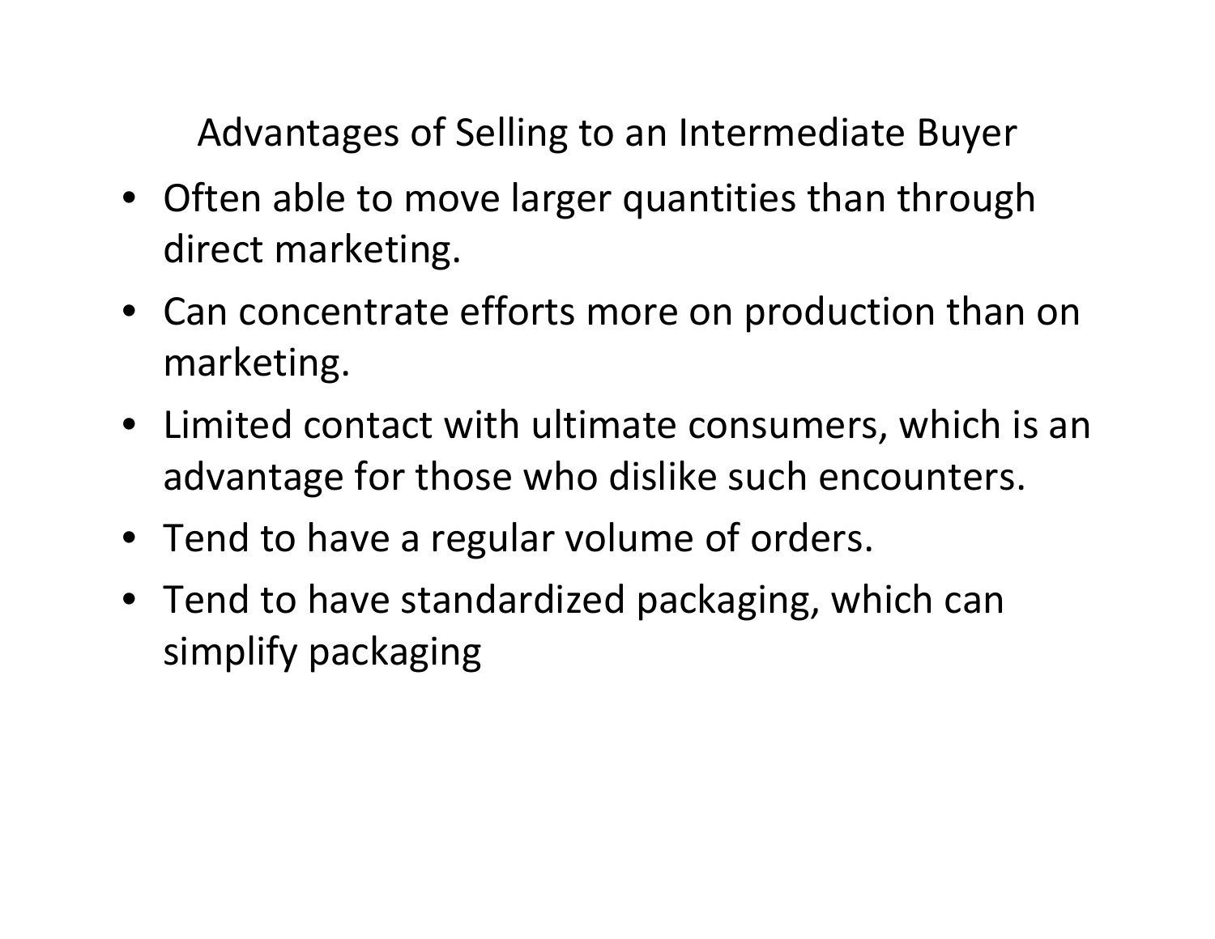## Advantages of Selling to an Intermediate Buyer

- Often able to move larger quantities than through direct marketing.
- Can concentrate efforts more on production than on marketing.
- Limited contact with ultimate consumers, which is an advantage for those who dislike such encounters.
- Tend to have a regular volume of orders.
- Tend to have standardized packaging, which can simplify packaging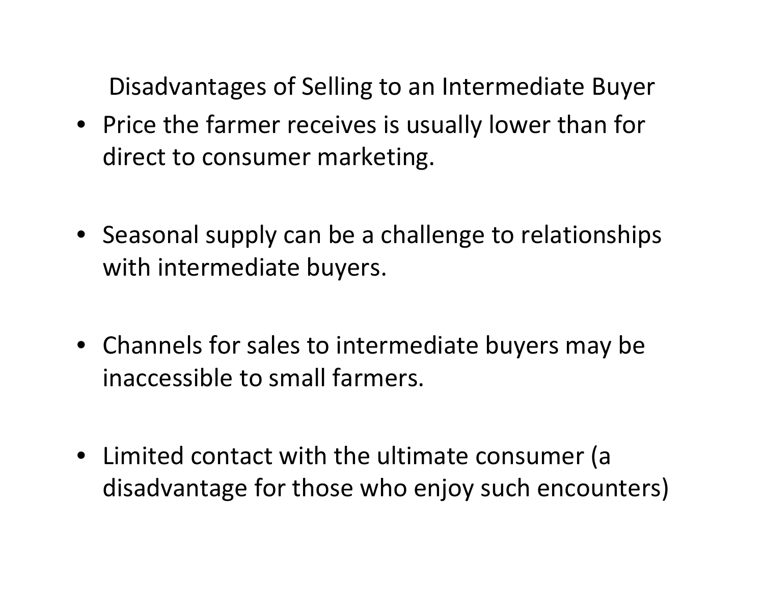## Disadvantages of Selling to an Intermediate Buyer

- Price the farmer receives is usually lower than for direct to consumer marketing.
- Seasonal supply can be a challenge to relationships with intermediate buyers.
- Channels for sales to intermediate buyers may be inaccessible to small farmers.
- Limited contact with the ultimate consumer (a disadvantage for those who enjoy such encounters)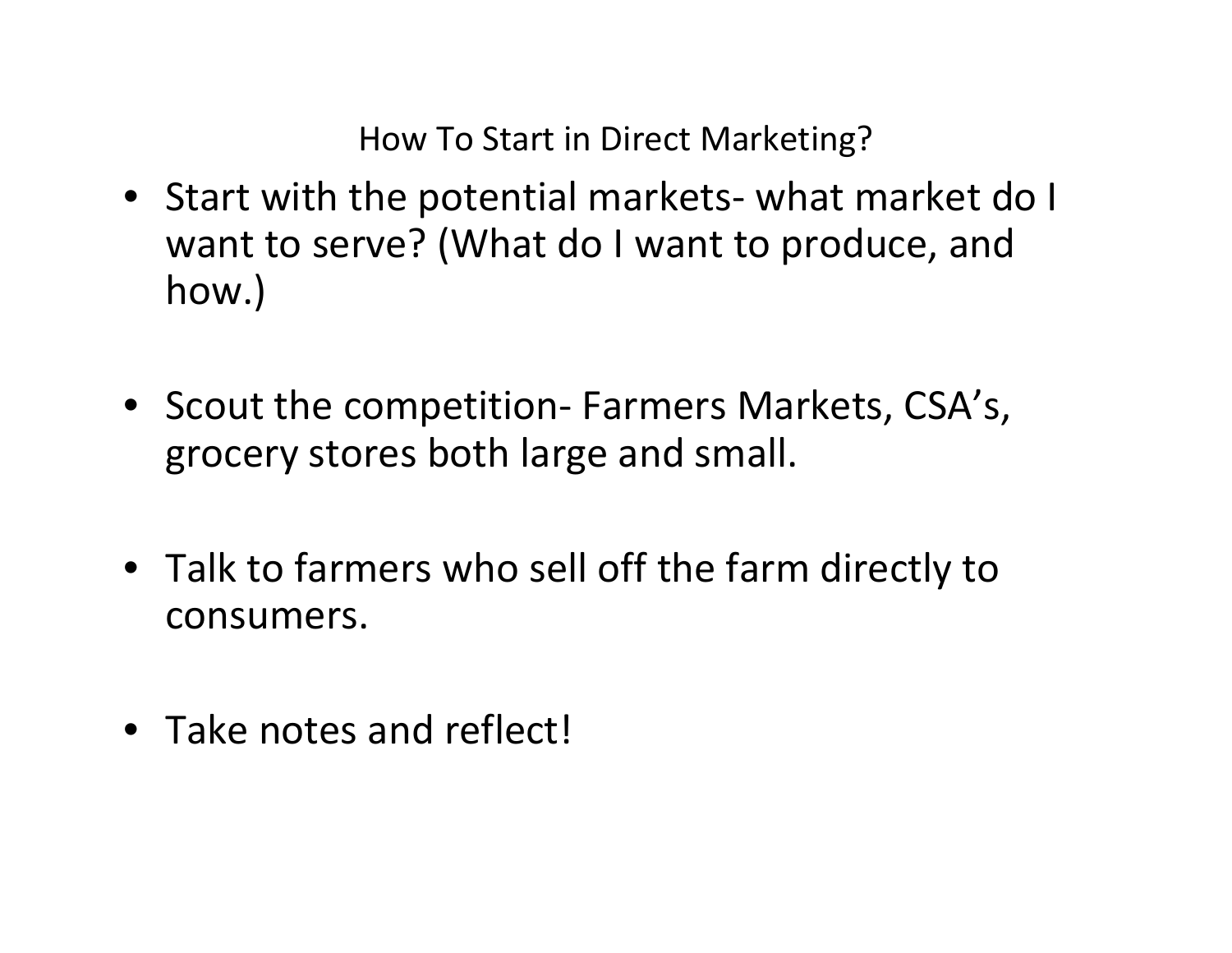## How To Start in Direct Marketing?

- Start with the potential markets- what market do I want to serve? (What do I want to produce, and how.)
- Scout the competition- Farmers Markets, CSA's, grocery stores both large and small.
- Talk to farmers who sell off the farm directly to consumers.
- Take notes and reflect!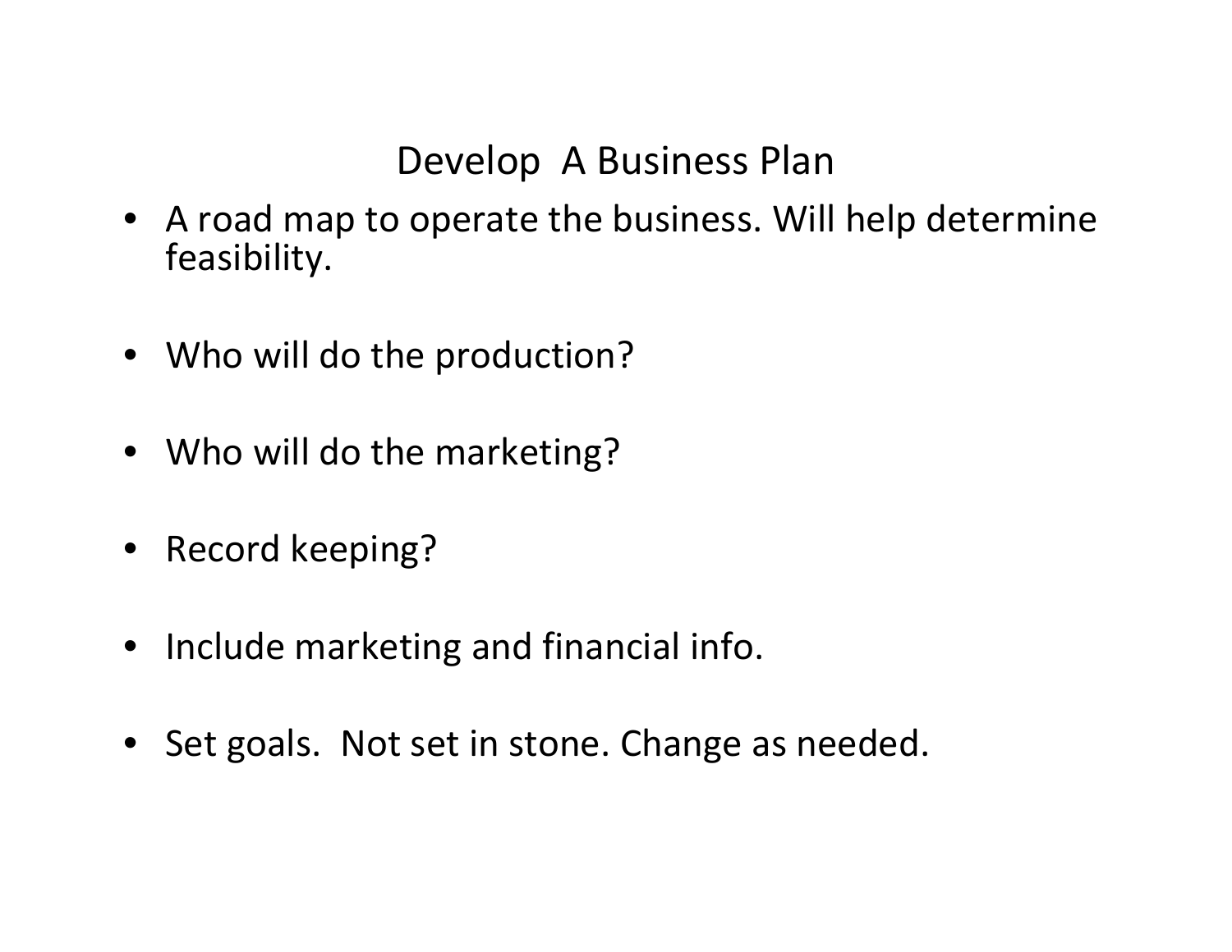# Develop  A Business Plan

- A road map to operate the business. Will help determine feasibility.
- Who will do the production?
- Who will do the marketing?
- Record keeping?
- Include marketing and financial info.
- Set goals.  Not set in stone. Change as needed.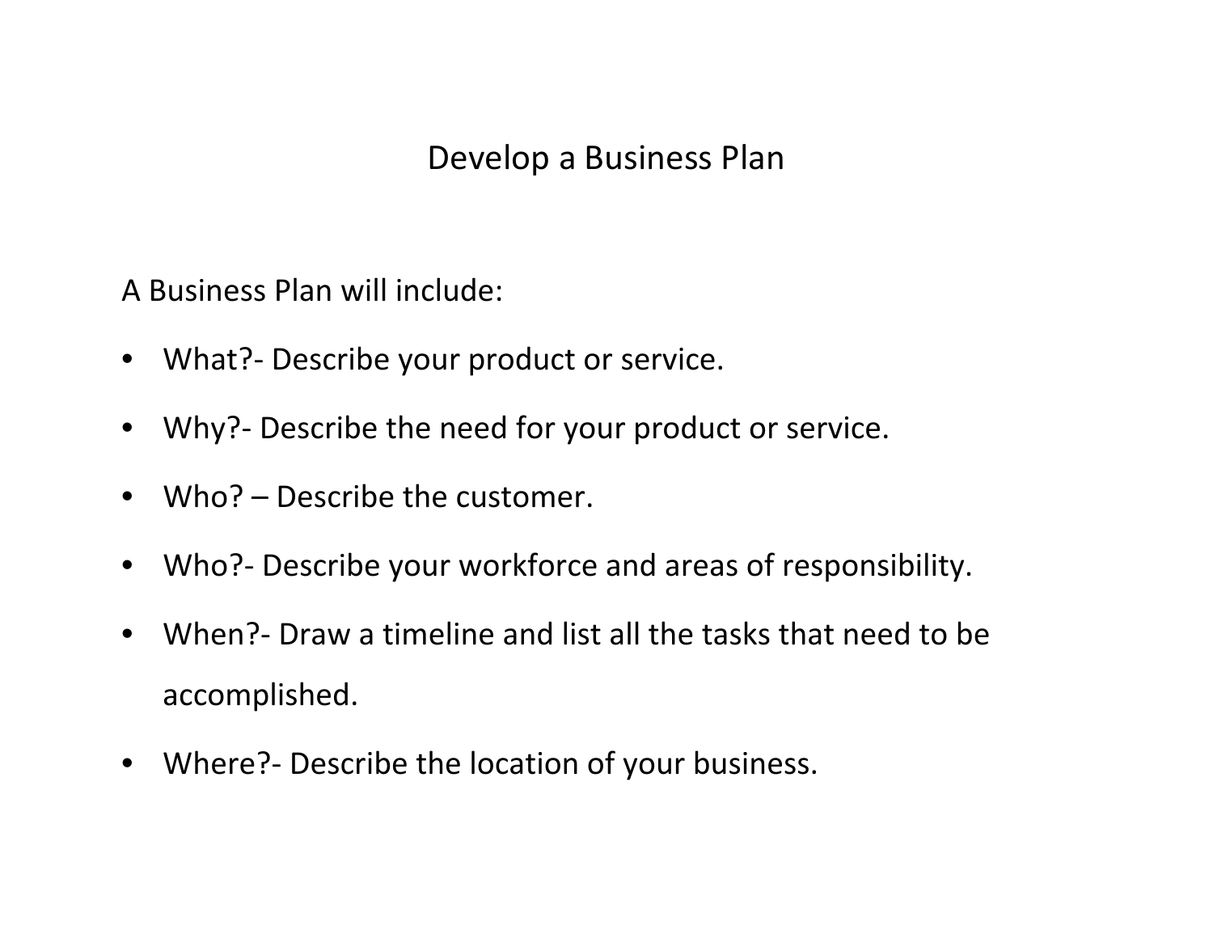# Develop a Business Plan

A Business Plan will include:

- What?- Describe your product or service.
- Why?- Describe the need for your product or service.
- Who? – Describe the customer.
- Who?- Describe your workforce and areas of responsibility.
- When?- Draw a timeline and list all the tasks that need to be accomplished.
- Where?- Describe the location of your business.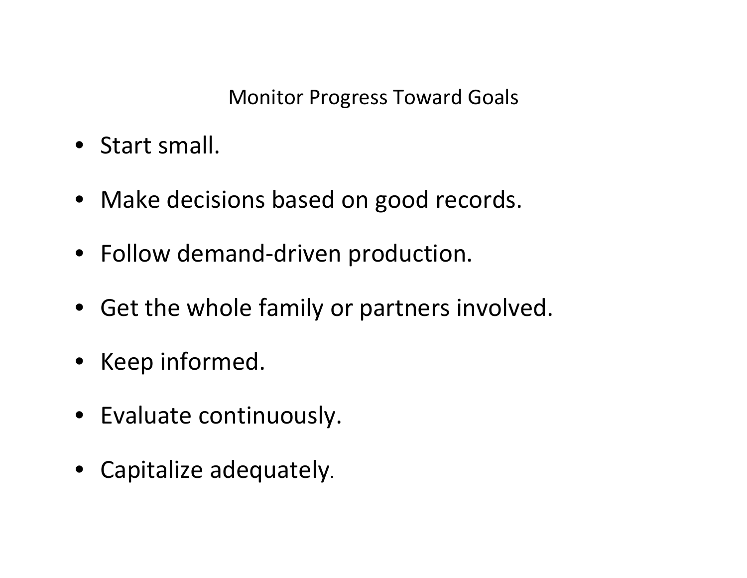# Monitor Progress Toward Goals

- Start small.
- Make decisions based on good records.
- Follow demand-driven production.
- Get the whole family or partners involved.
- Keep informed.
- Evaluate continuously.
- Capitalize adequately.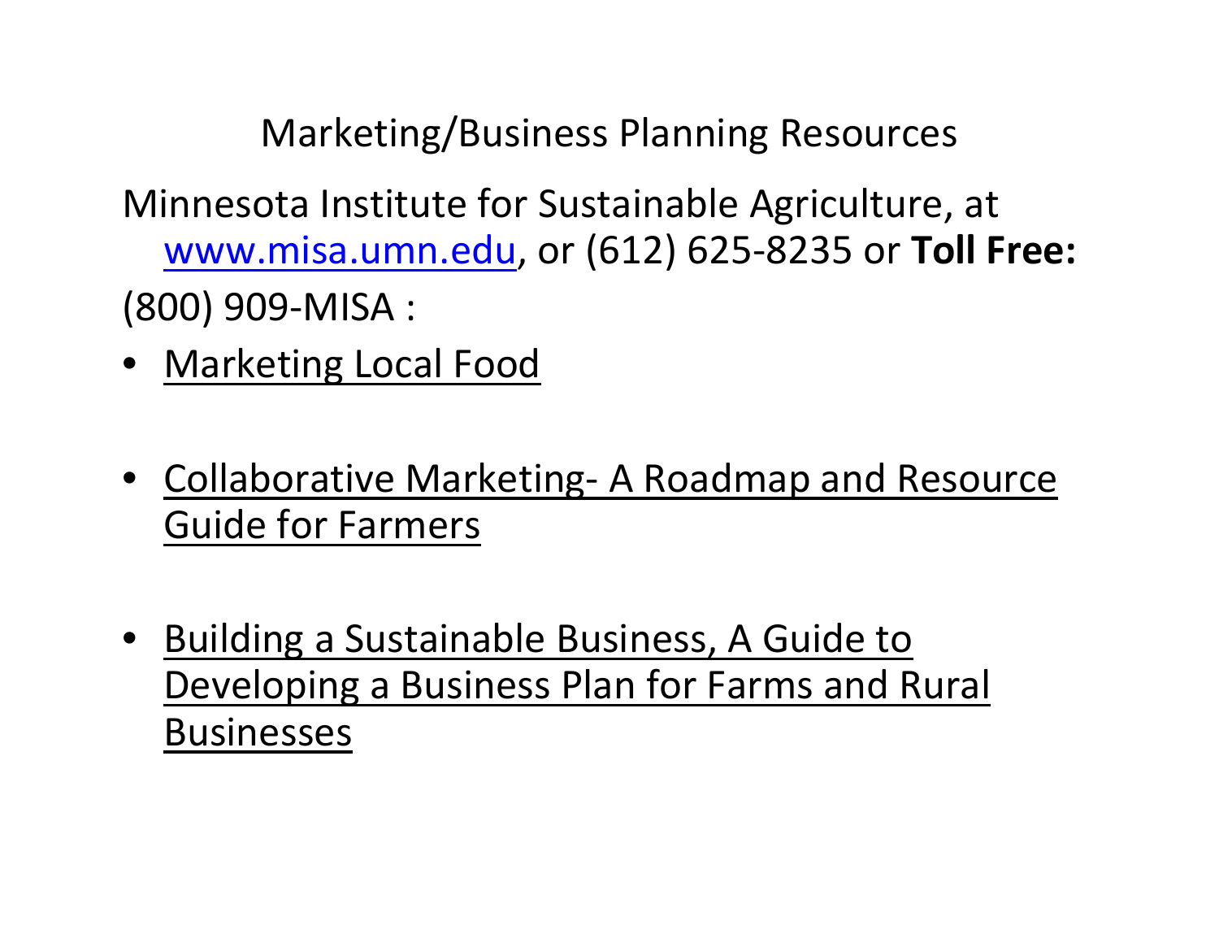# Marketing/Business Planning Resources

Minnesota Institute for Sustainable Agriculture, at [www.misa.umn.edu](http://www.misa.umn.edu), or (612) 625-8235 or **Toll Free:**

(800) 909-MISA :

- Marketing Local Food
- Collaborative Marketing- A Roadmap and Resource Guide for Farmers
- Building a Sustainable Business, A Guide to Developing a Business Plan for Farms and Rural Businesses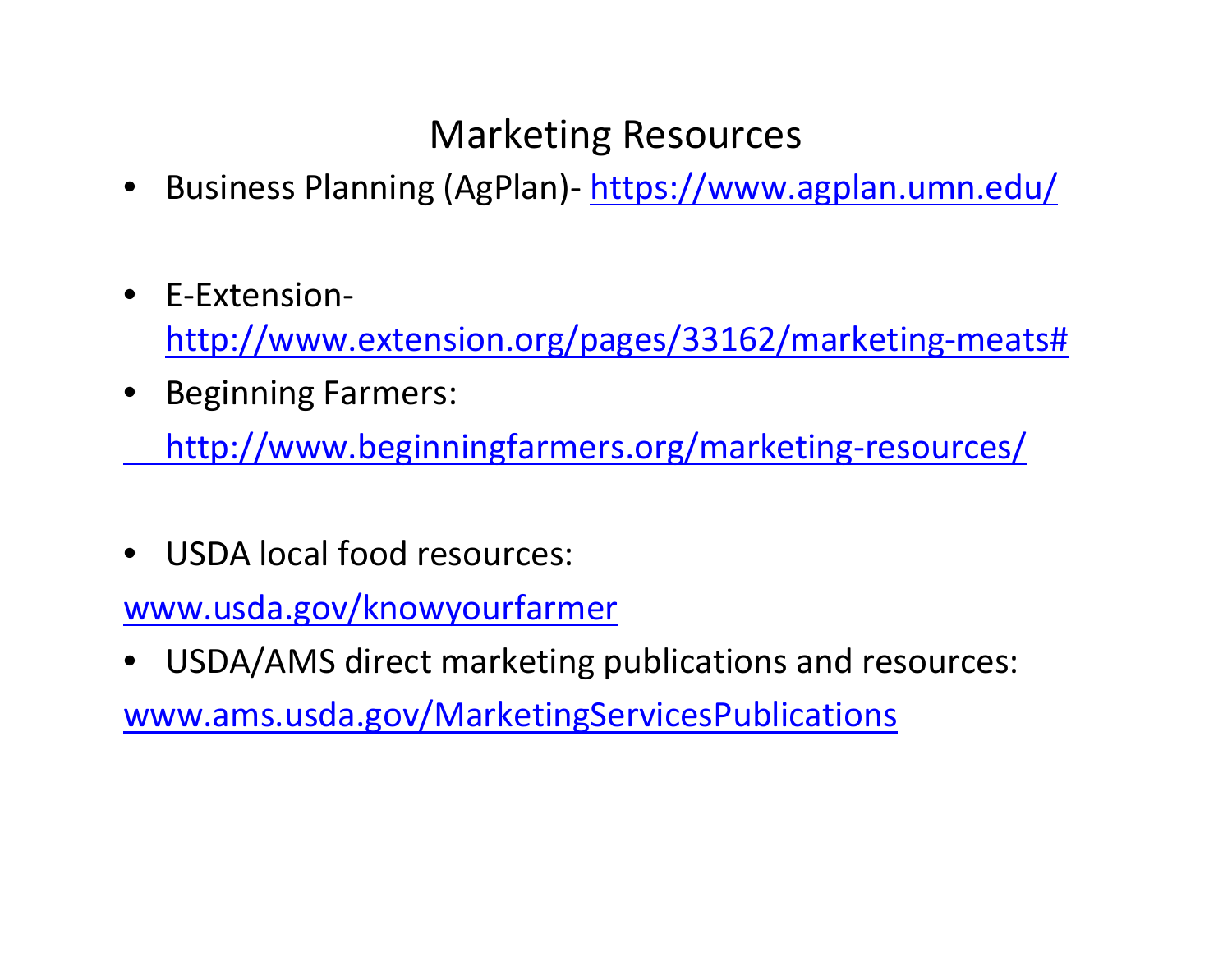# Marketing Resources

- Business Planning (AgPlan)- https://www.agplan.umn.edu/

- E-Extension- http://www.extension.org/pages/33162/marketing-meats#
- Beginning Farmers:

  http://www.beginningfarmers.org/marketing-resources/

- USDA local food resources:

www.usda.gov/knowyourfarmer

- USDA/AMS direct marketing publications and resources:

www.ams.usda.gov/MarketingServicesPublications